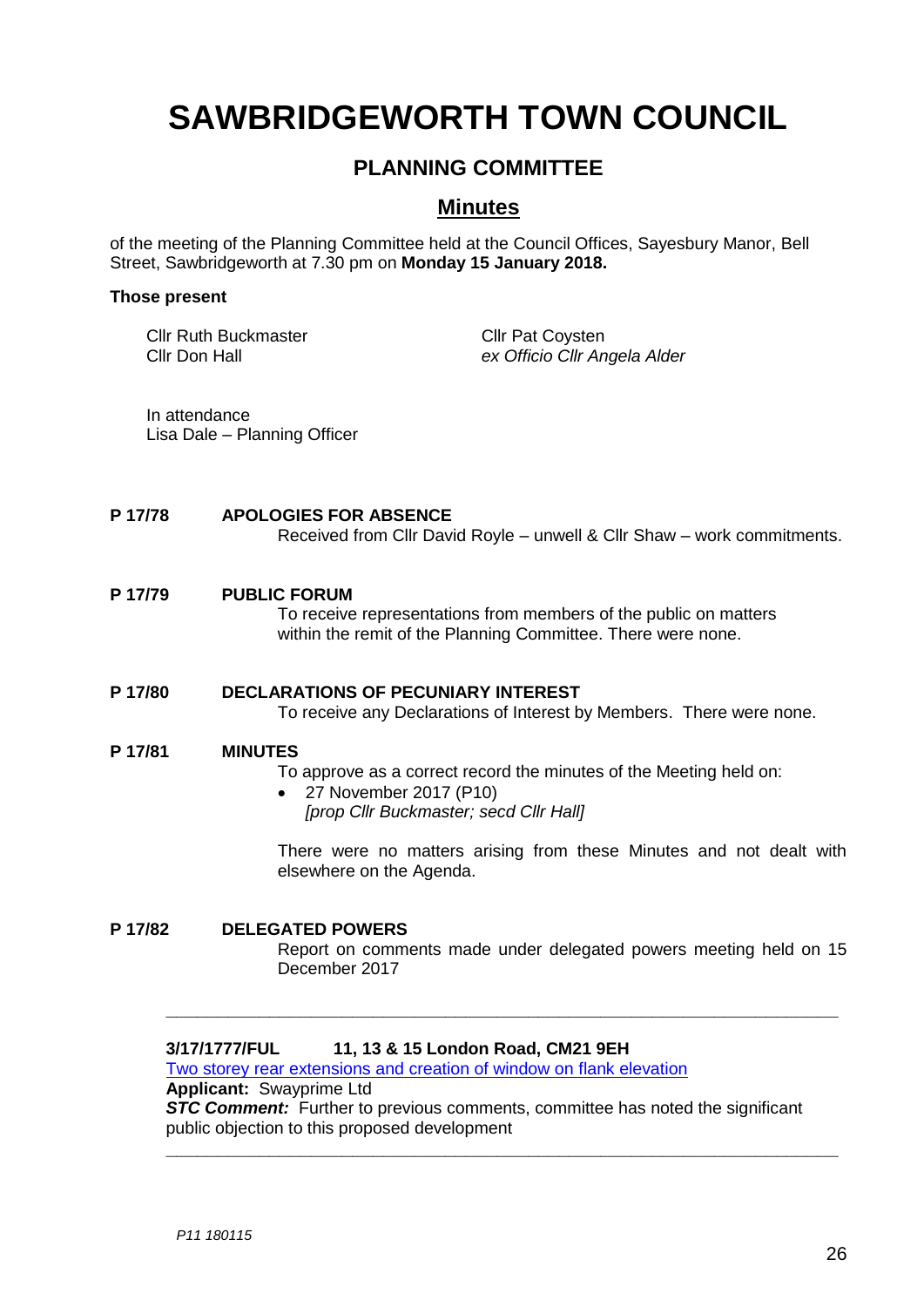# SAWBRIDGEWORTH TOWN COUNCIL

## PLANNING COMMITTEE

## Minutes

of the meeting of the Planning Committee held at the Council Offices, Sayesbury Manor, Bell Street, Sawbridgeworth at 7.30 pm on **Monday 15 January 2018.**

**Those present**

Cllr Ruth Buckmaster
Cllr Don Hall
Cllr Pat Coysten
*ex Officio Cllr Angela Alder*

In attendance
Lisa Dale – Planning Officer

**P 17/78 APOLOGIES FOR ABSENCE**

Received from Cllr David Royle – unwell & Cllr Shaw – work commitments.

**P 17/79 PUBLIC FORUM**

To receive representations from members of the public on matters within the remit of the Planning Committee. There were none.

**P 17/80 DECLARATIONS OF PECUNIARY INTEREST**

To receive any Declarations of Interest by Members. There were none.

**P 17/81 MINUTES**

To approve as a correct record the minutes of the Meeting held on:

- 27 November 2017 (P10)
  *[prop Cllr Buckmaster; secd Cllr Hall]*

There were no matters arising from these Minutes and not dealt with elsewhere on the Agenda.

**P 17/82 DELEGATED POWERS**

Report on comments made under delegated powers meeting held on 15 December 2017

---

**3/17/1777/FUL 11, 13 & 15 London Road, CM21 9EH**
Two storey rear extensions and creation of window on flank elevation
**Applicant:** Swayprime Ltd
***STC Comment:*** Further to previous comments, committee has noted the significant public objection to this proposed development

---

*P11 180115*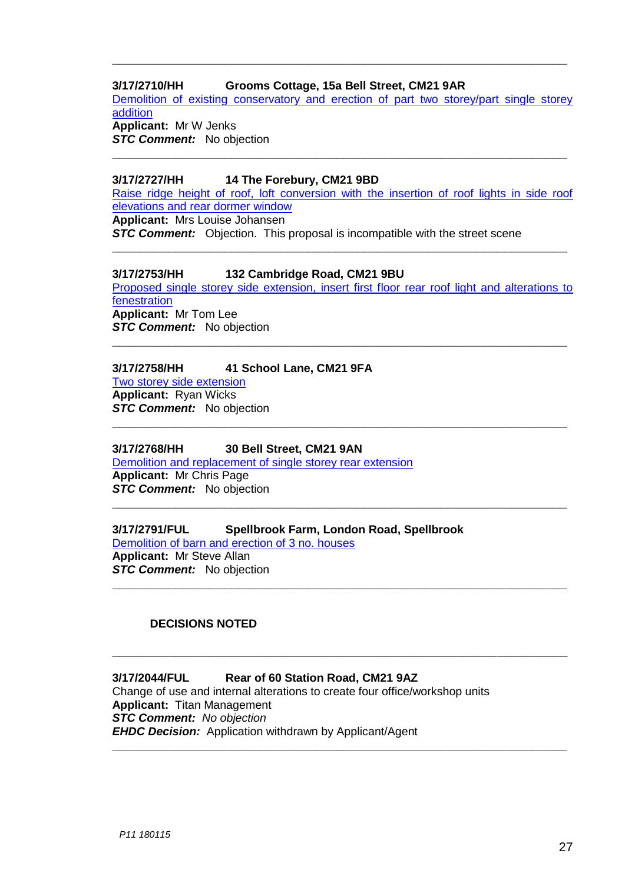---

**3/17/2710/HH Grooms Cottage, 15a Bell Street, CM21 9AR**

Demolition of existing conservatory and erection of part two storey/part single storey addition

**Applicant:** Mr W Jenks

***STC Comment:*** No objection

---

**3/17/2727/HH 14 The Forebury, CM21 9BD**

Raise ridge height of roof, loft conversion with the insertion of roof lights in side roof elevations and rear dormer window

**Applicant:** Mrs Louise Johansen

***STC Comment:*** Objection. This proposal is incompatible with the street scene

---

**3/17/2753/HH 132 Cambridge Road, CM21 9BU**

Proposed single storey side extension, insert first floor rear roof light and alterations to fenestration

**Applicant:** Mr Tom Lee

***STC Comment:*** No objection

---

**3/17/2758/HH 41 School Lane, CM21 9FA**

Two storey side extension

**Applicant:** Ryan Wicks

***STC Comment:*** No objection

---

**3/17/2768/HH 30 Bell Street, CM21 9AN**

Demolition and replacement of single storey rear extension

**Applicant:** Mr Chris Page

***STC Comment:*** No objection

---

**3/17/2791/FUL Spellbrook Farm, London Road, Spellbrook**

Demolition of barn and erection of 3 no. houses

**Applicant:** Mr Steve Allan

***STC Comment:*** No objection

---

**DECISIONS NOTED**

---

**3/17/2044/FUL Rear of 60 Station Road, CM21 9AZ**

Change of use and internal alterations to create four office/workshop units

**Applicant:** Titan Management

***STC Comment:*** *No objection*

***EHDC Decision:*** Application withdrawn by Applicant/Agent

---

*P11 180115*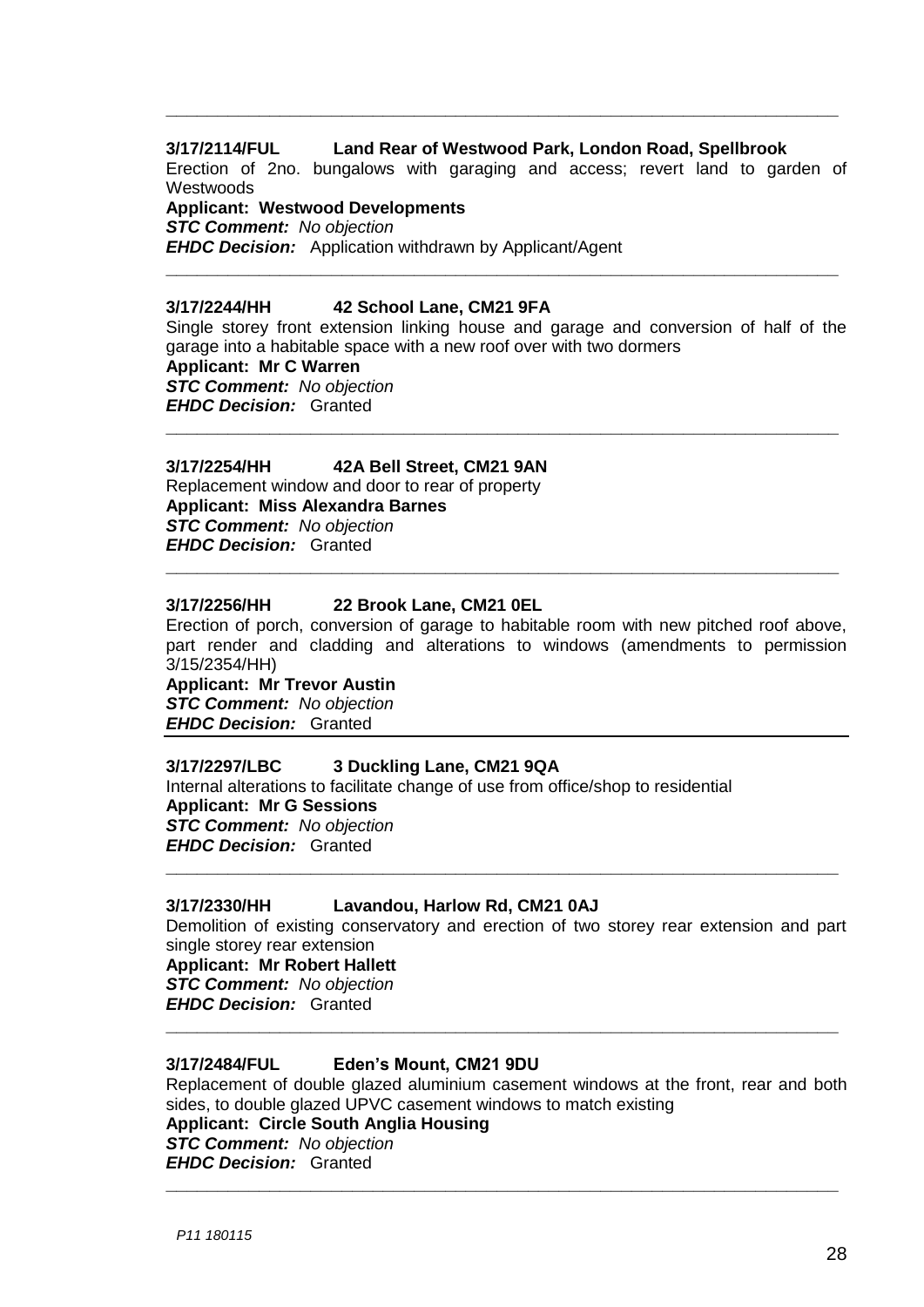---

**3/17/2114/FUL Land Rear of Westwood Park, London Road, Spellbrook**

Erection of 2no. bungalows with garaging and access; revert land to garden of Westwoods

**Applicant: Westwood Developments**

***STC Comment:*** *No objection*

***EHDC Decision:*** Application withdrawn by Applicant/Agent

---

**3/17/2244/HH 42 School Lane, CM21 9FA**

Single storey front extension linking house and garage and conversion of half of the garage into a habitable space with a new roof over with two dormers

**Applicant: Mr C Warren**

***STC Comment:*** *No objection*

***EHDC Decision:*** Granted

---

**3/17/2254/HH 42A Bell Street, CM21 9AN**

Replacement window and door to rear of property

**Applicant: Miss Alexandra Barnes**

***STC Comment:*** *No objection*

***EHDC Decision:*** Granted

---

**3/17/2256/HH 22 Brook Lane, CM21 0EL**

Erection of porch, conversion of garage to habitable room with new pitched roof above, part render and cladding and alterations to windows (amendments to permission 3/15/2354/HH)

**Applicant: Mr Trevor Austin**

***STC Comment:*** *No objection*

***EHDC Decision:*** Granted

---

**3/17/2297/LBC 3 Duckling Lane, CM21 9QA**

Internal alterations to facilitate change of use from office/shop to residential

**Applicant: Mr G Sessions**

***STC Comment:*** *No objection*

***EHDC Decision:*** Granted

---

**3/17/2330/HH Lavandou, Harlow Rd, CM21 0AJ**

Demolition of existing conservatory and erection of two storey rear extension and part single storey rear extension

**Applicant: Mr Robert Hallett**

***STC Comment:*** *No objection*

***EHDC Decision:*** Granted

---

**3/17/2484/FUL Eden's Mount, CM21 9DU**

Replacement of double glazed aluminium casement windows at the front, rear and both sides, to double glazed UPVC casement windows to match existing

**Applicant: Circle South Anglia Housing**

***STC Comment:*** *No objection*

***EHDC Decision:*** Granted

---

*P11 180115*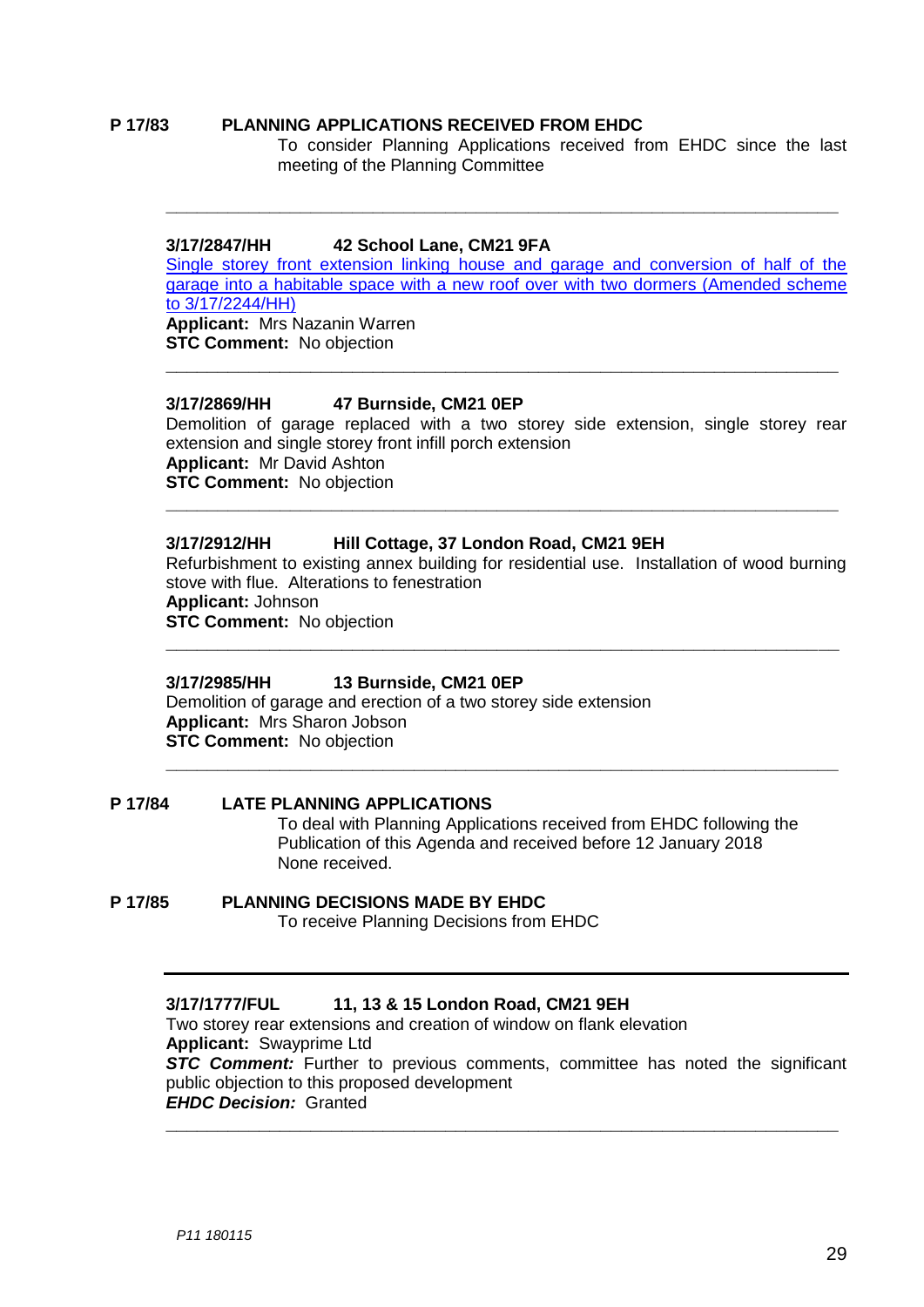**P 17/83 PLANNING APPLICATIONS RECEIVED FROM EHDC**

To consider Planning Applications received from EHDC since the last meeting of the Planning Committee

---

**3/17/2847/HH 42 School Lane, CM21 9FA**

Single storey front extension linking house and garage and conversion of half of the garage into a habitable space with a new roof over with two dormers (Amended scheme to 3/17/2244/HH)

**Applicant:** Mrs Nazanin Warren

**STC Comment:** No objection

---

**3/17/2869/HH 47 Burnside, CM21 0EP**

Demolition of garage replaced with a two storey side extension, single storey rear extension and single storey front infill porch extension

**Applicant:** Mr David Ashton

**STC Comment:** No objection

---

**3/17/2912/HH Hill Cottage, 37 London Road, CM21 9EH**

Refurbishment to existing annex building for residential use. Installation of wood burning stove with flue. Alterations to fenestration

**Applicant:** Johnson

**STC Comment:** No objection

---

**3/17/2985/HH 13 Burnside, CM21 0EP**

Demolition of garage and erection of a two storey side extension

**Applicant:** Mrs Sharon Jobson

**STC Comment:** No objection

---

**P 17/84 LATE PLANNING APPLICATIONS**

To deal with Planning Applications received from EHDC following the Publication of this Agenda and received before 12 January 2018

None received.

**P 17/85 PLANNING DECISIONS MADE BY EHDC**

To receive Planning Decisions from EHDC

---

**3/17/1777/FUL 11, 13 & 15 London Road, CM21 9EH**

Two storey rear extensions and creation of window on flank elevation

**Applicant:** Swayprime Ltd

***STC Comment:*** Further to previous comments, committee has noted the significant public objection to this proposed development

***EHDC Decision:*** Granted

---

*P11 180115*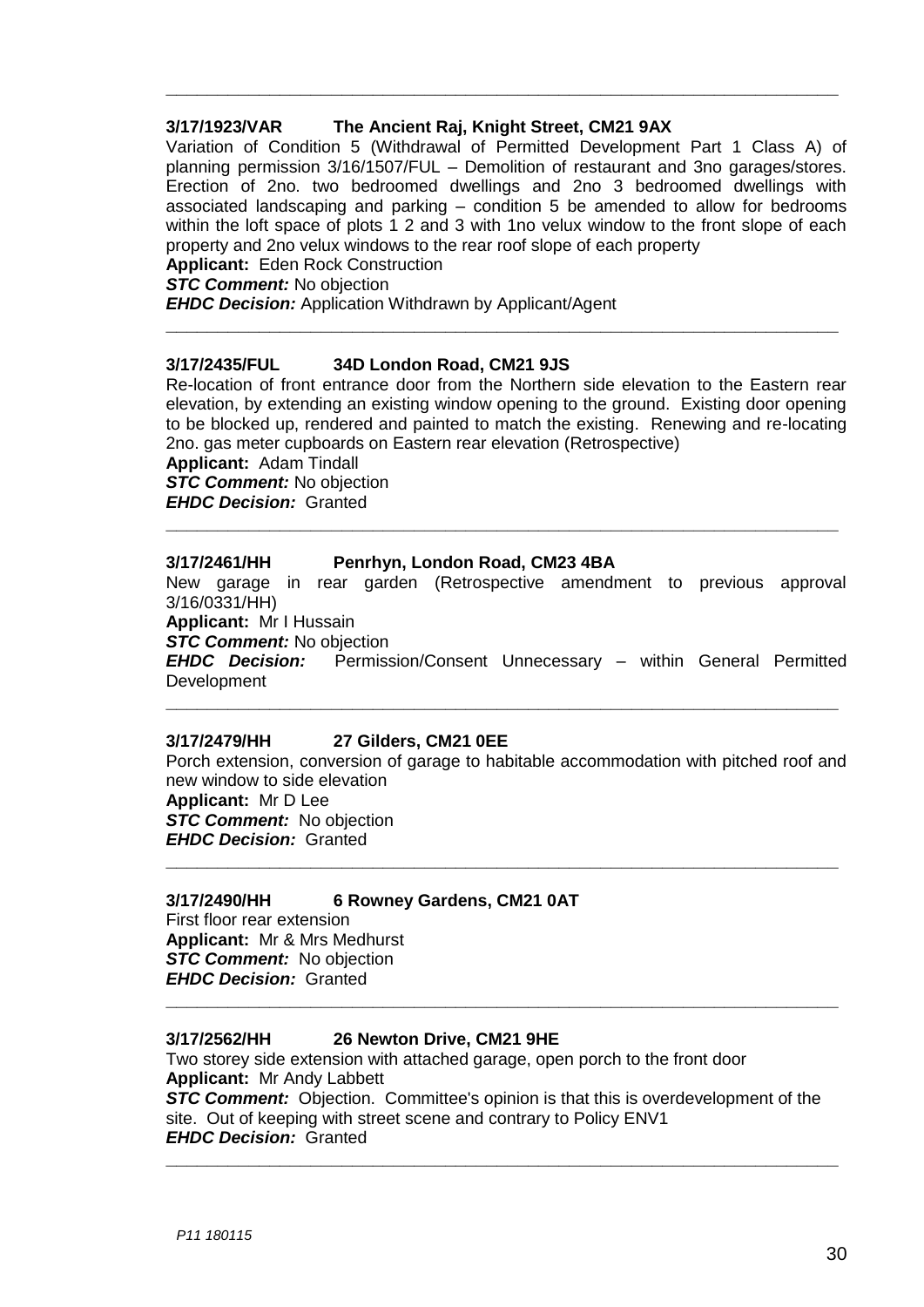---

**3/17/1923/VAR    The Ancient Raj, Knight Street, CM21 9AX**

Variation of Condition 5 (Withdrawal of Permitted Development Part 1 Class A) of planning permission 3/16/1507/FUL – Demolition of restaurant and 3no garages/stores. Erection of 2no. two bedroomed dwellings and 2no 3 bedroomed dwellings with associated landscaping and parking – condition 5 be amended to allow for bedrooms within the loft space of plots 1 2 and 3 with 1no velux window to the front slope of each property and 2no velux windows to the rear roof slope of each property

**Applicant:** Eden Rock Construction

***STC Comment:*** No objection

***EHDC Decision:*** Application Withdrawn by Applicant/Agent

---

**3/17/2435/FUL    34D London Road, CM21 9JS**

Re-location of front entrance door from the Northern side elevation to the Eastern rear elevation, by extending an existing window opening to the ground. Existing door opening to be blocked up, rendered and painted to match the existing. Renewing and re-locating 2no. gas meter cupboards on Eastern rear elevation (Retrospective)

**Applicant:** Adam Tindall

***STC Comment:*** No objection

***EHDC Decision:*** Granted

---

**3/17/2461/HH    Penrhyn, London Road, CM23 4BA**

New garage in rear garden (Retrospective amendment to previous approval 3/16/0331/HH)

**Applicant:** Mr I Hussain

***STC Comment:*** No objection

***EHDC Decision:*** Permission/Consent Unnecessary – within General Permitted Development

---

**3/17/2479/HH    27 Gilders, CM21 0EE**

Porch extension, conversion of garage to habitable accommodation with pitched roof and new window to side elevation

**Applicant:** Mr D Lee

***STC Comment:*** No objection

***EHDC Decision:*** Granted

---

**3/17/2490/HH    6 Rowney Gardens, CM21 0AT**

First floor rear extension

**Applicant:** Mr & Mrs Medhurst

***STC Comment:*** No objection

***EHDC Decision:*** Granted

---

**3/17/2562/HH    26 Newton Drive, CM21 9HE**

Two storey side extension with attached garage, open porch to the front door

**Applicant:** Mr Andy Labbett

***STC Comment:*** Objection. Committee's opinion is that this is overdevelopment of the site. Out of keeping with street scene and contrary to Policy ENV1

***EHDC Decision:*** Granted

---

*P11 180115*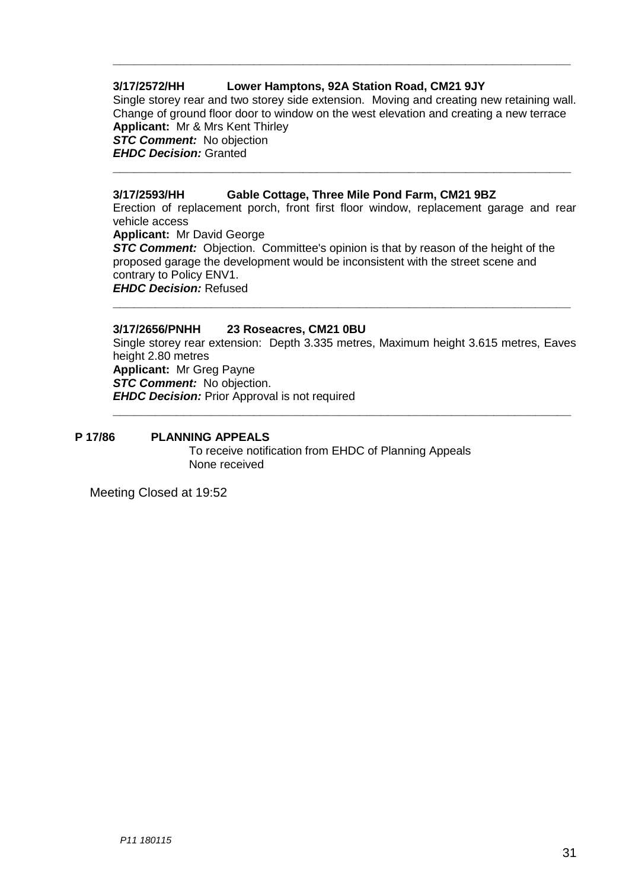---

**3/17/2572/HH Lower Hamptons, 92A Station Road, CM21 9JY**

Single storey rear and two storey side extension. Moving and creating new retaining wall. Change of ground floor door to window on the west elevation and creating a new terrace

**Applicant:** Mr & Mrs Kent Thirley

***STC Comment:*** No objection

***EHDC Decision:*** Granted

---

**3/17/2593/HH Gable Cottage, Three Mile Pond Farm, CM21 9BZ**

Erection of replacement porch, front first floor window, replacement garage and rear vehicle access

**Applicant:** Mr David George

***STC Comment:*** Objection. Committee's opinion is that by reason of the height of the proposed garage the development would be inconsistent with the street scene and contrary to Policy ENV1.

***EHDC Decision:*** Refused

---

**3/17/2656/PNHH 23 Roseacres, CM21 0BU**

Single storey rear extension: Depth 3.335 metres, Maximum height 3.615 metres, Eaves height 2.80 metres

**Applicant:** Mr Greg Payne

***STC Comment:*** No objection.

***EHDC Decision:*** Prior Approval is not required

---

**P 17/86 PLANNING APPEALS**

To receive notification from EHDC of Planning Appeals
None received

Meeting Closed at 19:52

*P11 180115*